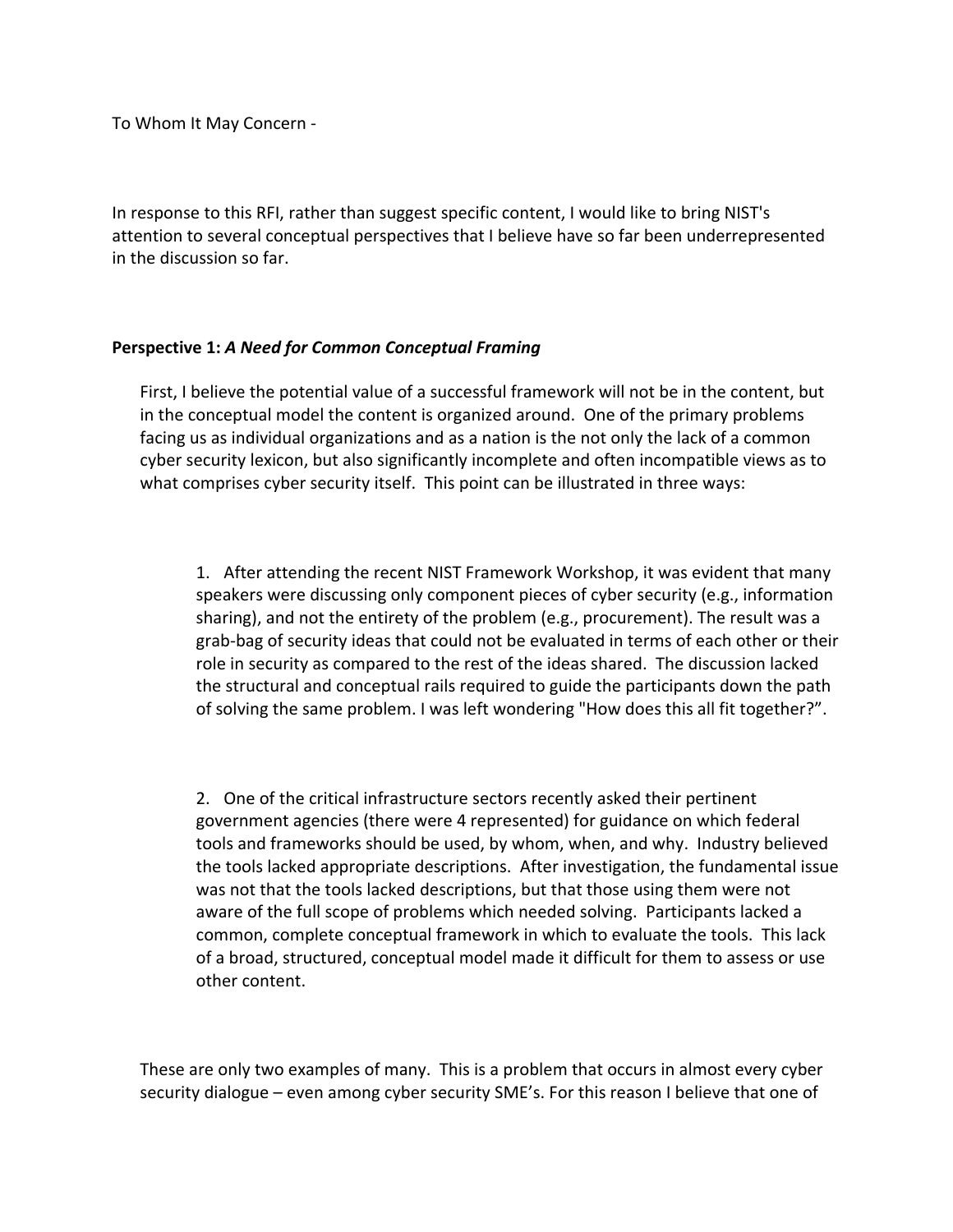To Whom It May Concern -

In response to this RFI, rather than suggest specific content, I would like to bring NIST's attention to several conceptual perspectives that I believe have so far been underrepresented in the discussion so far.

**Perspective 1:** ***A Need for Common Conceptual Framing***

First, I believe the potential value of a successful framework will not be in the content, but in the conceptual model the content is organized around. One of the primary problems facing us as individual organizations and as a nation is the not only the lack of a common cyber security lexicon, but also significantly incomplete and often incompatible views as to what comprises cyber security itself. This point can be illustrated in three ways:

1. After attending the recent NIST Framework Workshop, it was evident that many speakers were discussing only component pieces of cyber security (e.g., information sharing), and not the entirety of the problem (e.g., procurement). The result was a grab-bag of security ideas that could not be evaluated in terms of each other or their role in security as compared to the rest of the ideas shared. The discussion lacked the structural and conceptual rails required to guide the participants down the path of solving the same problem. I was left wondering "How does this all fit together?".

2. One of the critical infrastructure sectors recently asked their pertinent government agencies (there were 4 represented) for guidance on which federal tools and frameworks should be used, by whom, when, and why. Industry believed the tools lacked appropriate descriptions. After investigation, the fundamental issue was not that the tools lacked descriptions, but that those using them were not aware of the full scope of problems which needed solving. Participants lacked a common, complete conceptual framework in which to evaluate the tools. This lack of a broad, structured, conceptual model made it difficult for them to assess or use other content.

These are only two examples of many. This is a problem that occurs in almost every cyber security dialogue – even among cyber security SME's. For this reason I believe that one of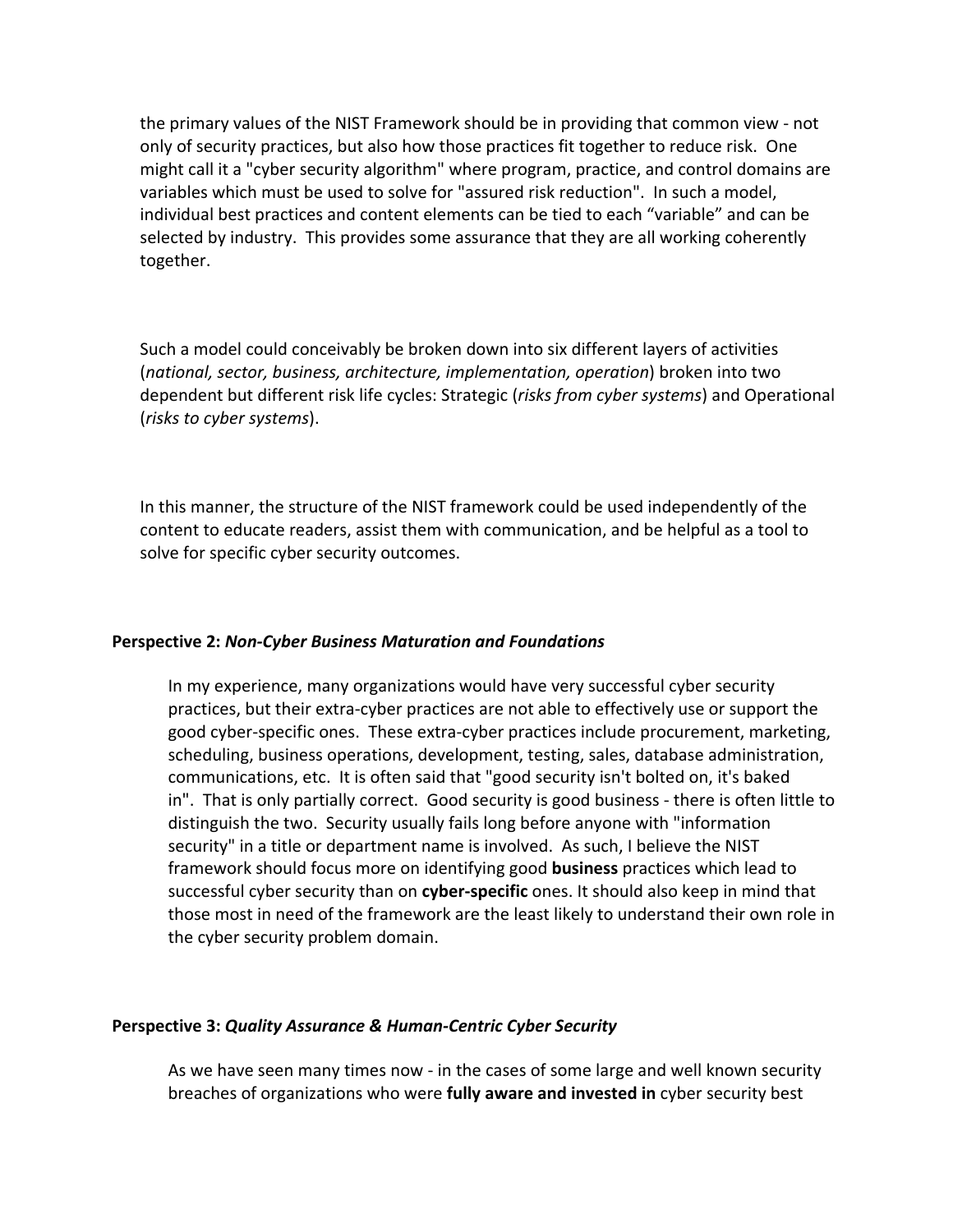the primary values of the NIST Framework should be in providing that common view - not only of security practices, but also how those practices fit together to reduce risk. One might call it a "cyber security algorithm" where program, practice, and control domains are variables which must be used to solve for "assured risk reduction". In such a model, individual best practices and content elements can be tied to each "variable" and can be selected by industry. This provides some assurance that they are all working coherently together.

Such a model could conceivably be broken down into six different layers of activities (*national, sector, business, architecture, implementation, operation*) broken into two dependent but different risk life cycles: Strategic (*risks from cyber systems*) and Operational (*risks to cyber systems*).

In this manner, the structure of the NIST framework could be used independently of the content to educate readers, assist them with communication, and be helpful as a tool to solve for specific cyber security outcomes.

**Perspective 2:** ***Non-Cyber Business Maturation and Foundations***

In my experience, many organizations would have very successful cyber security practices, but their extra-cyber practices are not able to effectively use or support the good cyber-specific ones. These extra-cyber practices include procurement, marketing, scheduling, business operations, development, testing, sales, database administration, communications, etc. It is often said that "good security isn't bolted on, it's baked in". That is only partially correct. Good security is good business - there is often little to distinguish the two. Security usually fails long before anyone with "information security" in a title or department name is involved. As such, I believe the NIST framework should focus more on identifying good **business** practices which lead to successful cyber security than on **cyber-specific** ones. It should also keep in mind that those most in need of the framework are the least likely to understand their own role in the cyber security problem domain.

**Perspective 3:** ***Quality Assurance & Human-Centric Cyber Security***

As we have seen many times now - in the cases of some large and well known security breaches of organizations who were **fully aware and invested in** cyber security best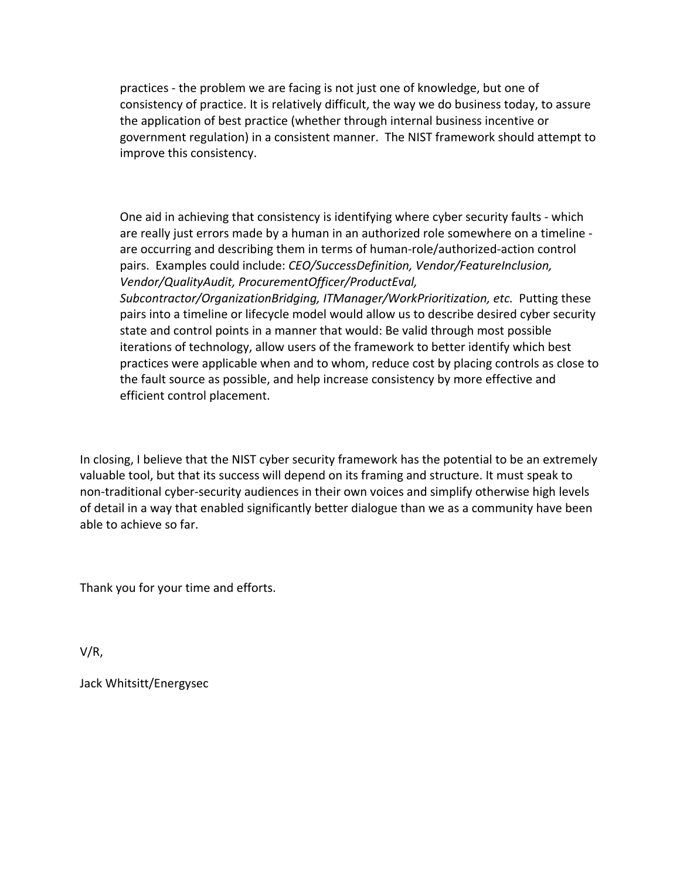practices - the problem we are facing is not just one of knowledge, but one of consistency of practice. It is relatively difficult, the way we do business today, to assure the application of best practice (whether through internal business incentive or government regulation) in a consistent manner. The NIST framework should attempt to improve this consistency.

One aid in achieving that consistency is identifying where cyber security faults - which are really just errors made by a human in an authorized role somewhere on a timeline - are occurring and describing them in terms of human-role/authorized-action control pairs. Examples could include: *CEO/SuccessDefinition, Vendor/FeatureInclusion, Vendor/QualityAudit, ProcurementOfficer/ProductEval, Subcontractor/OrganizationBridging, ITManager/WorkPrioritization, etc.* Putting these pairs into a timeline or lifecycle model would allow us to describe desired cyber security state and control points in a manner that would: Be valid through most possible iterations of technology, allow users of the framework to better identify which best practices were applicable when and to whom, reduce cost by placing controls as close to the fault source as possible, and help increase consistency by more effective and efficient control placement.

In closing, I believe that the NIST cyber security framework has the potential to be an extremely valuable tool, but that its success will depend on its framing and structure. It must speak to non-traditional cyber-security audiences in their own voices and simplify otherwise high levels of detail in a way that enabled significantly better dialogue than we as a community have been able to achieve so far.

Thank you for your time and efforts.

V/R,

Jack Whitsitt/Energysec